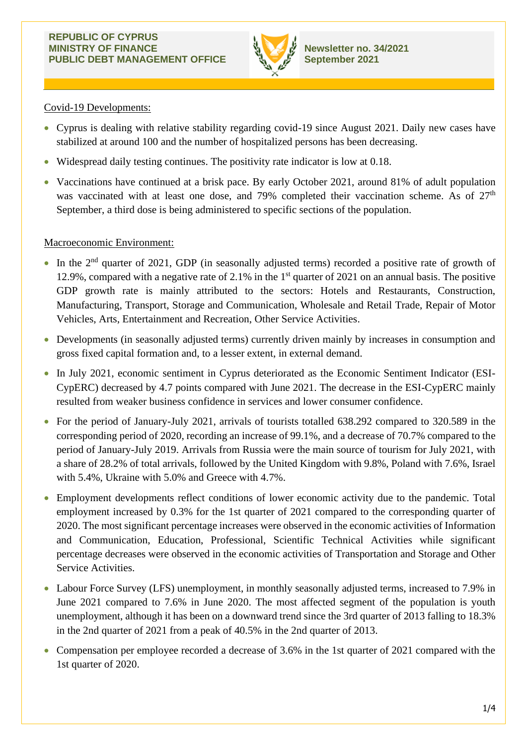**REPUBLIC OF CYPRUS**
**MINISTRY OF FINANCE**
**PUBLIC DEBT MANAGEMENT OFFICE**

**Newsletter no. 34/2021**
**September 2021**

Covid-19 Developments:

- Cyprus is dealing with relative stability regarding covid-19 since August 2021. Daily new cases have stabilized at around 100 and the number of hospitalized persons has been decreasing.
- Widespread daily testing continues. The positivity rate indicator is low at 0.18.
- Vaccinations have continued at a brisk pace. By early October 2021, around 81% of adult population was vaccinated with at least one dose, and 79% completed their vaccination scheme. As of 27th September, a third dose is being administered to specific sections of the population.

Macroeconomic Environment:

- In the 2nd quarter of 2021, GDP (in seasonally adjusted terms) recorded a positive rate of growth of 12.9%, compared with a negative rate of 2.1% in the 1st quarter of 2021 on an annual basis. The positive GDP growth rate is mainly attributed to the sectors: Hotels and Restaurants, Construction, Manufacturing, Transport, Storage and Communication, Wholesale and Retail Trade, Repair of Motor Vehicles, Arts, Entertainment and Recreation, Other Service Activities.
- Developments (in seasonally adjusted terms) currently driven mainly by increases in consumption and gross fixed capital formation and, to a lesser extent, in external demand.
- In July 2021, economic sentiment in Cyprus deteriorated as the Economic Sentiment Indicator (ESI-CypERC) decreased by 4.7 points compared with June 2021. The decrease in the ESI-CypERC mainly resulted from weaker business confidence in services and lower consumer confidence.
- For the period of January-July 2021, arrivals of tourists totalled 638.292 compared to 320.589 in the corresponding period of 2020, recording an increase of 99.1%, and a decrease of 70.7% compared to the period of January-July 2019. Arrivals from Russia were the main source of tourism for July 2021, with a share of 28.2% of total arrivals, followed by the United Kingdom with 9.8%, Poland with 7.6%, Israel with 5.4%, Ukraine with 5.0% and Greece with 4.7%.
- Employment developments reflect conditions of lower economic activity due to the pandemic. Total employment increased by 0.3% for the 1st quarter of 2021 compared to the corresponding quarter of 2020. The most significant percentage increases were observed in the economic activities of Information and Communication, Education, Professional, Scientific Technical Activities while significant percentage decreases were observed in the economic activities of Transportation and Storage and Other Service Activities.
- Labour Force Survey (LFS) unemployment, in monthly seasonally adjusted terms, increased to 7.9% in June 2021 compared to 7.6% in June 2020. The most affected segment of the population is youth unemployment, although it has been on a downward trend since the 3rd quarter of 2013 falling to 18.3% in the 2nd quarter of 2021 from a peak of 40.5% in the 2nd quarter of 2013.
- Compensation per employee recorded a decrease of 3.6% in the 1st quarter of 2021 compared with the 1st quarter of 2020.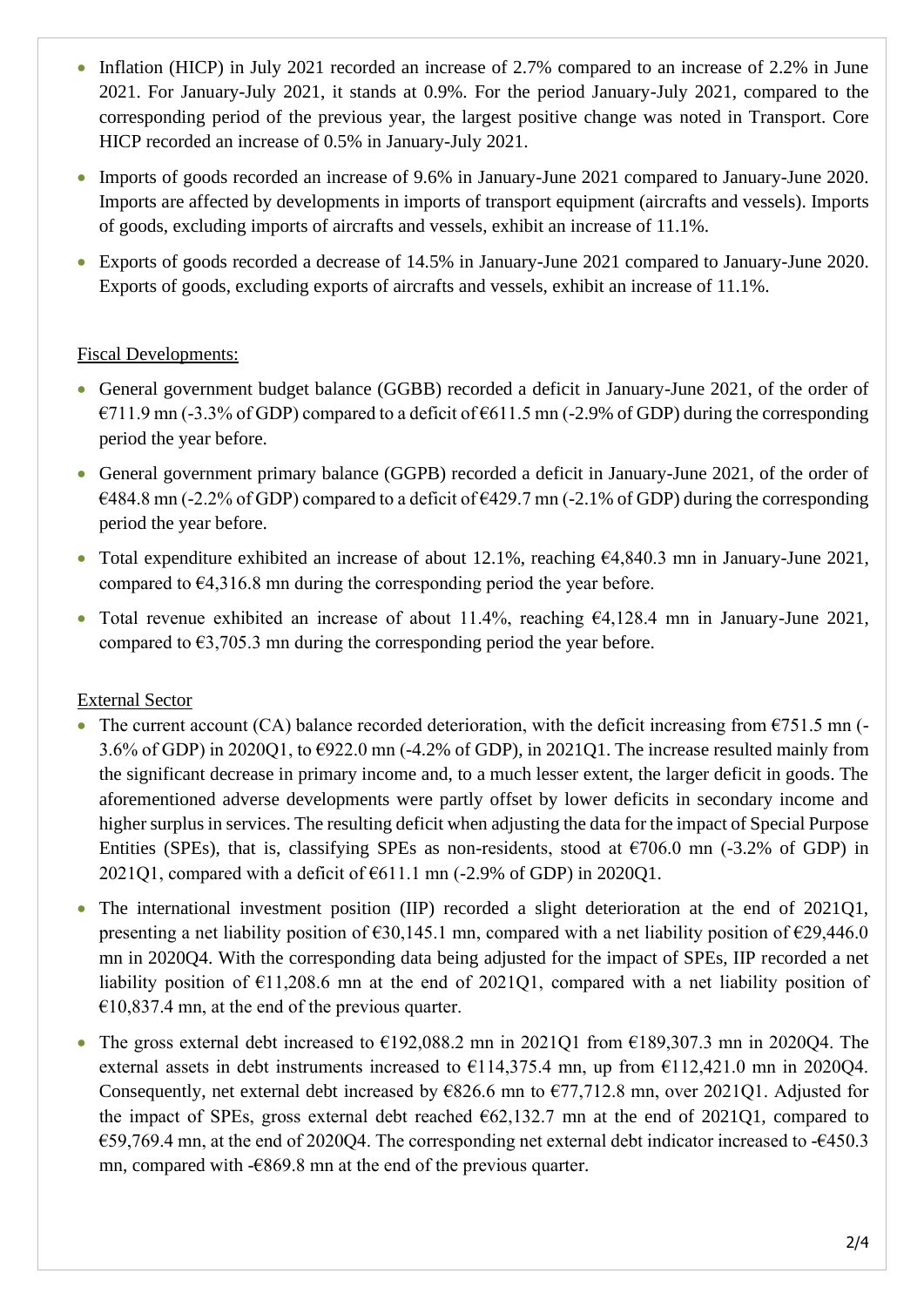- Inflation (HICP) in July 2021 recorded an increase of 2.7% compared to an increase of 2.2% in June 2021. For January-July 2021, it stands at 0.9%. For the period January-July 2021, compared to the corresponding period of the previous year, the largest positive change was noted in Transport. Core HICP recorded an increase of 0.5% in January-July 2021.
- Imports of goods recorded an increase of 9.6% in January-June 2021 compared to January-June 2020. Imports are affected by developments in imports of transport equipment (aircrafts and vessels). Imports of goods, excluding imports of aircrafts and vessels, exhibit an increase of 11.1%.
- Exports of goods recorded a decrease of 14.5% in January-June 2021 compared to January-June 2020. Exports of goods, excluding exports of aircrafts and vessels, exhibit an increase of 11.1%.

Fiscal Developments:

- General government budget balance (GGBB) recorded a deficit in January-June 2021, of the order of €711.9 mn (-3.3% of GDP) compared to a deficit of €611.5 mn (-2.9% of GDP) during the corresponding period the year before.
- General government primary balance (GGPB) recorded a deficit in January-June 2021, of the order of €484.8 mn (-2.2% of GDP) compared to a deficit of €429.7 mn (-2.1% of GDP) during the corresponding period the year before.
- Total expenditure exhibited an increase of about 12.1%, reaching €4,840.3 mn in January-June 2021, compared to €4,316.8 mn during the corresponding period the year before.
- Total revenue exhibited an increase of about 11.4%, reaching €4,128.4 mn in January-June 2021, compared to €3,705.3 mn during the corresponding period the year before.

External Sector

- The current account (CA) balance recorded deterioration, with the deficit increasing from €751.5 mn (-3.6% of GDP) in 2020Q1, to €922.0 mn (-4.2% of GDP), in 2021Q1. The increase resulted mainly from the significant decrease in primary income and, to a much lesser extent, the larger deficit in goods. The aforementioned adverse developments were partly offset by lower deficits in secondary income and higher surplus in services. The resulting deficit when adjusting the data for the impact of Special Purpose Entities (SPEs), that is, classifying SPEs as non-residents, stood at €706.0 mn (-3.2% of GDP) in 2021Q1, compared with a deficit of €611.1 mn (-2.9% of GDP) in 2020Q1.
- The international investment position (IIP) recorded a slight deterioration at the end of 2021Q1, presenting a net liability position of €30,145.1 mn, compared with a net liability position of €29,446.0 mn in 2020Q4. With the corresponding data being adjusted for the impact of SPEs, IIP recorded a net liability position of €11,208.6 mn at the end of 2021Q1, compared with a net liability position of €10,837.4 mn, at the end of the previous quarter.
- The gross external debt increased to €192,088.2 mn in 2021Q1 from €189,307.3 mn in 2020Q4. The external assets in debt instruments increased to €114,375.4 mn, up from €112,421.0 mn in 2020Q4. Consequently, net external debt increased by €826.6 mn to €77,712.8 mn, over 2021Q1. Adjusted for the impact of SPEs, gross external debt reached €62,132.7 mn at the end of 2021Q1, compared to €59,769.4 mn, at the end of 2020Q4. The corresponding net external debt indicator increased to -€450.3 mn, compared with -€869.8 mn at the end of the previous quarter.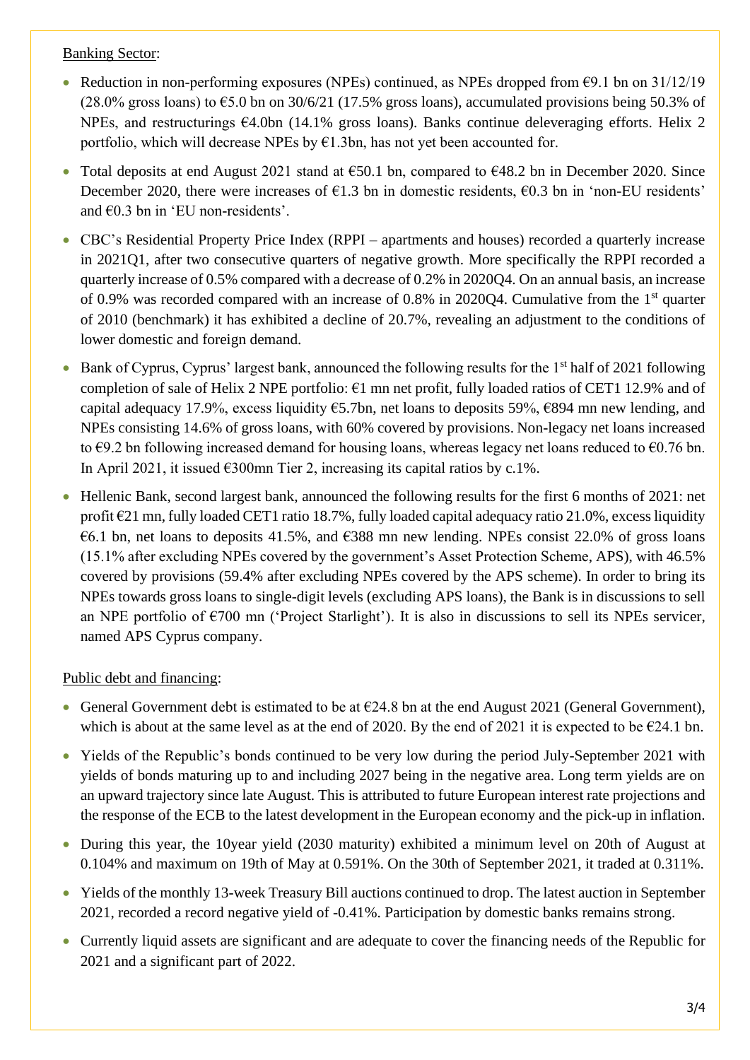Banking Sector:

- Reduction in non-performing exposures (NPEs) continued, as NPEs dropped from €9.1 bn on 31/12/19 (28.0% gross loans) to €5.0 bn on 30/6/21 (17.5% gross loans), accumulated provisions being 50.3% of NPEs, and restructurings €4.0bn (14.1% gross loans). Banks continue deleveraging efforts. Helix 2 portfolio, which will decrease NPEs by €1.3bn, has not yet been accounted for.
- Total deposits at end August 2021 stand at €50.1 bn, compared to €48.2 bn in December 2020. Since December 2020, there were increases of €1.3 bn in domestic residents, €0.3 bn in 'non-EU residents' and €0.3 bn in 'EU non-residents'.
- CBC's Residential Property Price Index (RPPI – apartments and houses) recorded a quarterly increase in 2021Q1, after two consecutive quarters of negative growth. More specifically the RPPI recorded a quarterly increase of 0.5% compared with a decrease of 0.2% in 2020Q4. On an annual basis, an increase of 0.9% was recorded compared with an increase of 0.8% in 2020Q4. Cumulative from the 1st quarter of 2010 (benchmark) it has exhibited a decline of 20.7%, revealing an adjustment to the conditions of lower domestic and foreign demand.
- Bank of Cyprus, Cyprus' largest bank, announced the following results for the 1st half of 2021 following completion of sale of Helix 2 NPE portfolio: €1 mn net profit, fully loaded ratios of CET1 12.9% and of capital adequacy 17.9%, excess liquidity €5.7bn, net loans to deposits 59%, €894 mn new lending, and NPEs consisting 14.6% of gross loans, with 60% covered by provisions. Non-legacy net loans increased to €9.2 bn following increased demand for housing loans, whereas legacy net loans reduced to €0.76 bn. In April 2021, it issued €300mn Tier 2, increasing its capital ratios by c.1%.
- Hellenic Bank, second largest bank, announced the following results for the first 6 months of 2021: net profit €21 mn, fully loaded CET1 ratio 18.7%, fully loaded capital adequacy ratio 21.0%, excess liquidity €6.1 bn, net loans to deposits 41.5%, and €388 mn new lending. NPEs consist 22.0% of gross loans (15.1% after excluding NPEs covered by the government's Asset Protection Scheme, APS), with 46.5% covered by provisions (59.4% after excluding NPEs covered by the APS scheme). In order to bring its NPEs towards gross loans to single-digit levels (excluding APS loans), the Bank is in discussions to sell an NPE portfolio of €700 mn ('Project Starlight'). It is also in discussions to sell its NPEs servicer, named APS Cyprus company.

Public debt and financing:

- General Government debt is estimated to be at €24.8 bn at the end August 2021 (General Government), which is about at the same level as at the end of 2020. By the end of 2021 it is expected to be €24.1 bn.
- Yields of the Republic's bonds continued to be very low during the period July-September 2021 with yields of bonds maturing up to and including 2027 being in the negative area. Long term yields are on an upward trajectory since late August. This is attributed to future European interest rate projections and the response of the ECB to the latest development in the European economy and the pick-up in inflation.
- During this year, the 10year yield (2030 maturity) exhibited a minimum level on 20th of August at 0.104% and maximum on 19th of May at 0.591%. On the 30th of September 2021, it traded at 0.311%.
- Yields of the monthly 13-week Treasury Bill auctions continued to drop. The latest auction in September 2021, recorded a record negative yield of -0.41%. Participation by domestic banks remains strong.
- Currently liquid assets are significant and are adequate to cover the financing needs of the Republic for 2021 and a significant part of 2022.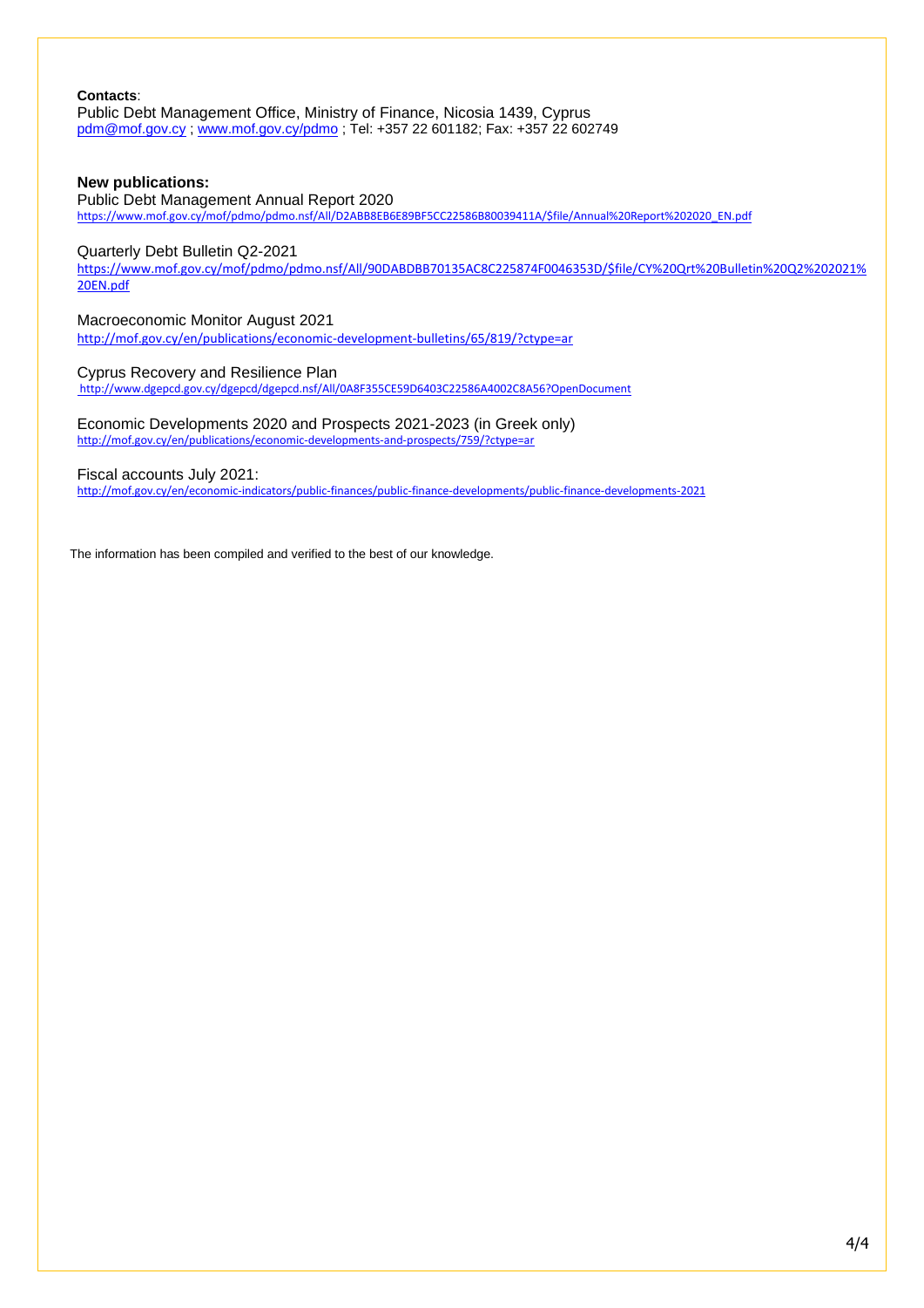**Contacts**:
Public Debt Management Office, Ministry of Finance, Nicosia 1439, Cyprus
pdm@mof.gov.cy ; www.mof.gov.cy/pdmo ; Tel: +357 22 601182; Fax: +357 22 602749

**New publications:**

Public Debt Management Annual Report 2020
https://www.mof.gov.cy/mof/pdmo/pdmo.nsf/All/D2ABB8EB6E89BF5CC22586B80039411A/$file/Annual%20Report%202020_EN.pdf

Quarterly Debt Bulletin Q2-2021
https://www.mof.gov.cy/mof/pdmo/pdmo.nsf/All/90DABDBB70135AC8C225874F0046353D/$file/CY%20Qrt%20Bulletin%20Q2%202021%20EN.pdf

Macroeconomic Monitor August 2021
http://mof.gov.cy/en/publications/economic-development-bulletins/65/819/?ctype=ar

Cyprus Recovery and Resilience Plan
http://www.dgepcd.gov.cy/dgepcd/dgepcd.nsf/All/0A8F355CE59D6403C22586A4002C8A56?OpenDocument

Economic Developments 2020 and Prospects 2021-2023 (in Greek only)
http://mof.gov.cy/en/publications/economic-developments-and-prospects/759/?ctype=ar

Fiscal accounts July 2021:
http://mof.gov.cy/en/economic-indicators/public-finances/public-finance-developments/public-finance-developments-2021

The information has been compiled and verified to the best of our knowledge.